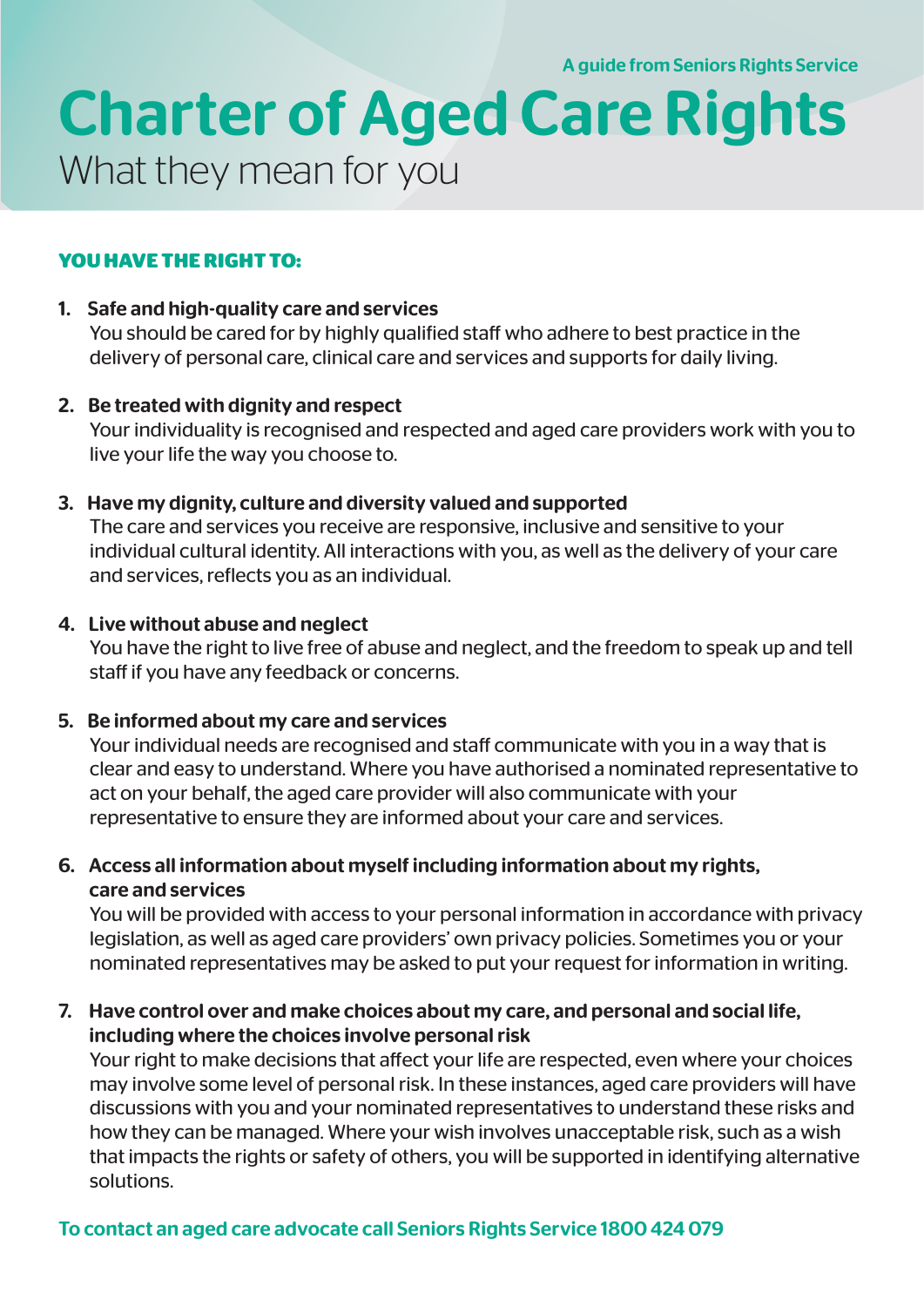A guide from Seniors Rights Service

# Charter of Aged Care Rights

## What they mean for you

### YOU HAVE THE RIGHT TO:

1. **Safe and high-quality care and services**
   You should be cared for by highly qualified staff who adhere to best practice in the delivery of personal care, clinical care and services and supports for daily living.

2. **Be treated with dignity and respect**
   Your individuality is recognised and respected and aged care providers work with you to live your life the way you choose to.

3. **Have my dignity, culture and diversity valued and supported**
   The care and services you receive are responsive, inclusive and sensitive to your individual cultural identity. All interactions with you, as well as the delivery of your care and services, reflects you as an individual.

4. **Live without abuse and neglect**
   You have the right to live free of abuse and neglect, and the freedom to speak up and tell staff if you have any feedback or concerns.

5. **Be informed about my care and services**
   Your individual needs are recognised and staff communicate with you in a way that is clear and easy to understand. Where you have authorised a nominated representative to act on your behalf, the aged care provider will also communicate with your representative to ensure they are informed about your care and services.

6. **Access all information about myself including information about my rights, care and services**
   You will be provided with access to your personal information in accordance with privacy legislation, as well as aged care providers' own privacy policies. Sometimes you or your nominated representatives may be asked to put your request for information in writing.

7. **Have control over and make choices about my care, and personal and social life, including where the choices involve personal risk**
   Your right to make decisions that affect your life are respected, even where your choices may involve some level of personal risk. In these instances, aged care providers will have discussions with you and your nominated representatives to understand these risks and how they can be managed. Where your wish involves unacceptable risk, such as a wish that impacts the rights or safety of others, you will be supported in identifying alternative solutions.

To contact an aged care advocate call Seniors Rights Service 1800 424 079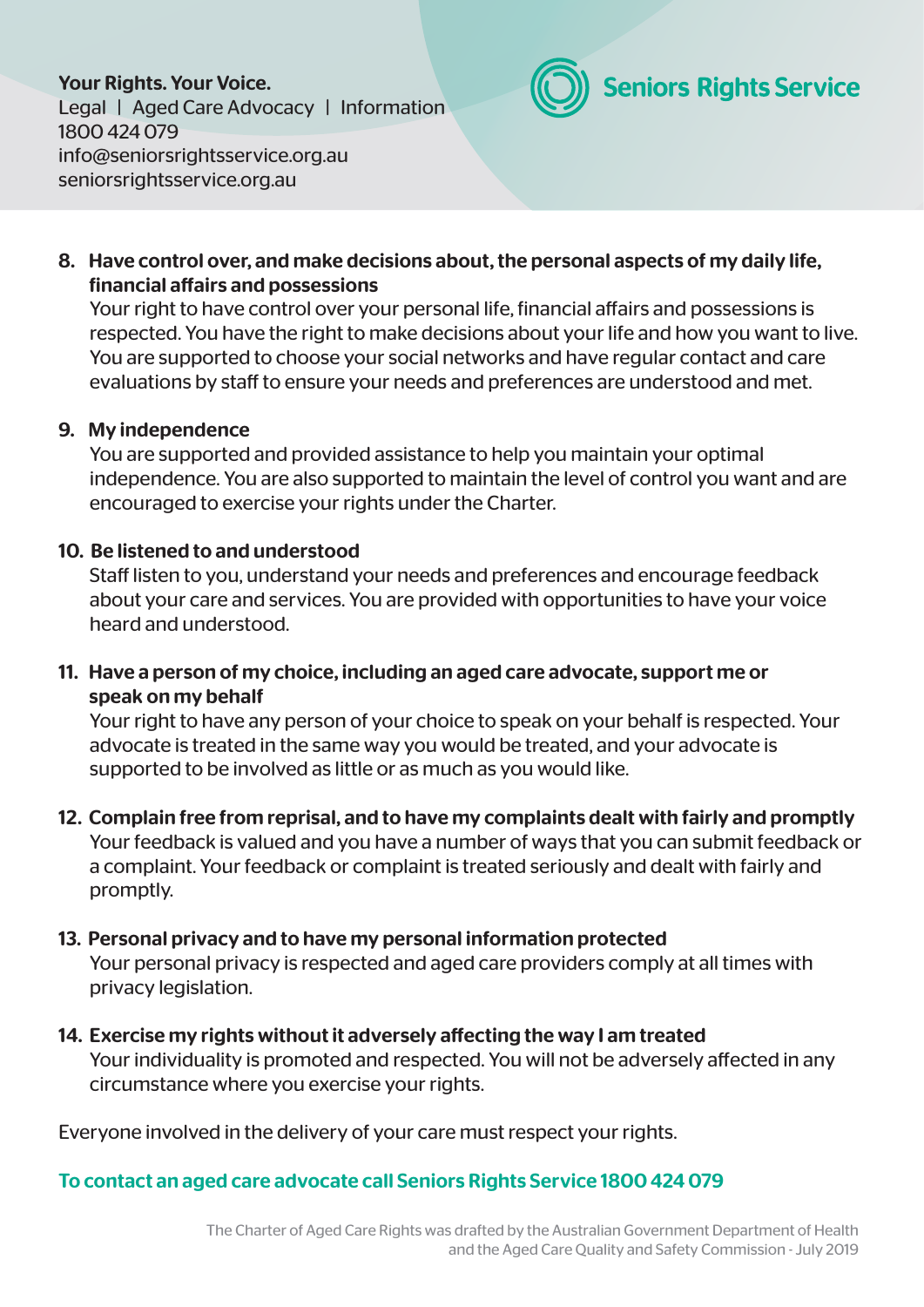**Your Rights. Your Voice.**
Legal | Aged Care Advocacy | Information
1800 424 079
info@seniorsrightsservice.org.au
seniorsrightsservice.org.au

**Seniors Rights Service**

8. **Have control over, and make decisions about, the personal aspects of my daily life, financial affairs and possessions**
   Your right to have control over your personal life, financial affairs and possessions is respected. You have the right to make decisions about your life and how you want to live. You are supported to choose your social networks and have regular contact and care evaluations by staff to ensure your needs and preferences are understood and met.

9. **My independence**
   You are supported and provided assistance to help you maintain your optimal independence. You are also supported to maintain the level of control you want and are encouraged to exercise your rights under the Charter.

10. **Be listened to and understood**
    Staff listen to you, understand your needs and preferences and encourage feedback about your care and services. You are provided with opportunities to have your voice heard and understood.

11. **Have a person of my choice, including an aged care advocate, support me or speak on my behalf**
    Your right to have any person of your choice to speak on your behalf is respected. Your advocate is treated in the same way you would be treated, and your advocate is supported to be involved as little or as much as you would like.

12. **Complain free from reprisal, and to have my complaints dealt with fairly and promptly**
    Your feedback is valued and you have a number of ways that you can submit feedback or a complaint. Your feedback or complaint is treated seriously and dealt with fairly and promptly.

13. **Personal privacy and to have my personal information protected**
    Your personal privacy is respected and aged care providers comply at all times with privacy legislation.

14. **Exercise my rights without it adversely affecting the way I am treated**
    Your individuality is promoted and respected. You will not be adversely affected in any circumstance where you exercise your rights.

Everyone involved in the delivery of your care must respect your rights.

**To contact an aged care advocate call Seniors Rights Service 1800 424 079**

The Charter of Aged Care Rights was drafted by the Australian Government Department of Health and the Aged Care Quality and Safety Commission - July 2019